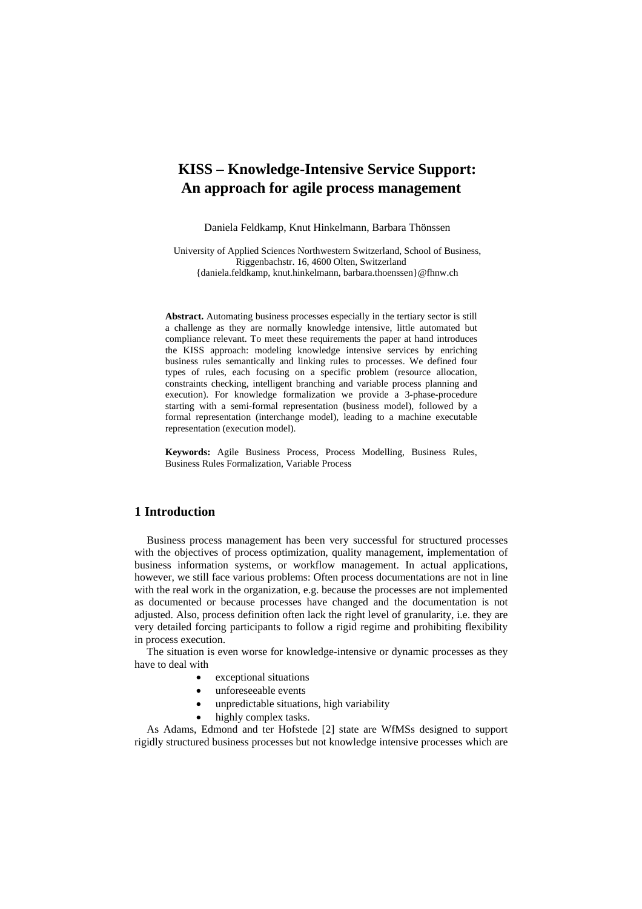# KISS – Knowledge-Intensive Service Support: An approach for agile process management

Daniela Feldkamp, Knut Hinkelmann, Barbara Thönssen

University of Applied Sciences Northwestern Switzerland, School of Business,
Riggenbachstr. 16, 4600 Olten, Switzerland
{daniela.feldkamp, knut.hinkelmann, barbara.thoenssen}@fhnw.ch

**Abstract.** Automating business processes especially in the tertiary sector is still a challenge as they are normally knowledge intensive, little automated but compliance relevant. To meet these requirements the paper at hand introduces the KISS approach: modeling knowledge intensive services by enriching business rules semantically and linking rules to processes. We defined four types of rules, each focusing on a specific problem (resource allocation, constraints checking, intelligent branching and variable process planning and execution). For knowledge formalization we provide a 3-phase-procedure starting with a semi-formal representation (business model), followed by a formal representation (interchange model), leading to a machine executable representation (execution model).

**Keywords:** Agile Business Process, Process Modelling, Business Rules, Business Rules Formalization, Variable Process

## 1 Introduction

Business process management has been very successful for structured processes with the objectives of process optimization, quality management, implementation of business information systems, or workflow management. In actual applications, however, we still face various problems: Often process documentations are not in line with the real work in the organization, e.g. because the processes are not implemented as documented or because processes have changed and the documentation is not adjusted. Also, process definition often lack the right level of granularity, i.e. they are very detailed forcing participants to follow a rigid regime and prohibiting flexibility in process execution.

The situation is even worse for knowledge-intensive or dynamic processes as they have to deal with

- exceptional situations
- unforeseeable events
- unpredictable situations, high variability
- highly complex tasks.

As Adams, Edmond and ter Hofstede [2] state are WfMSs designed to support rigidly structured business processes but not knowledge intensive processes which are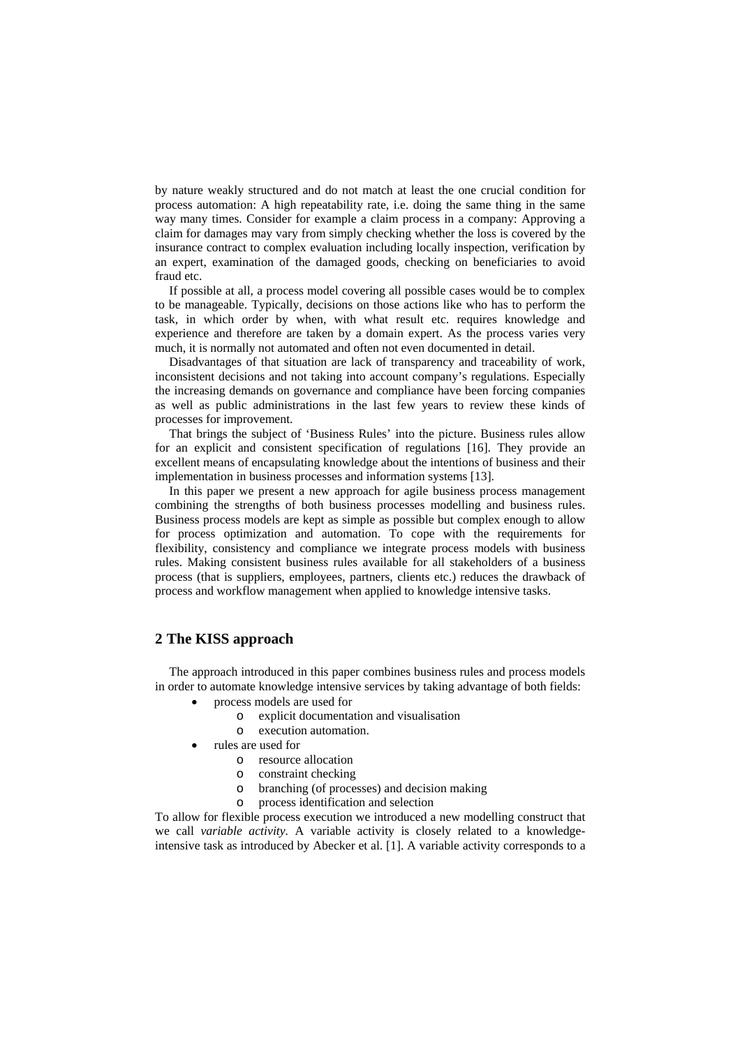by nature weakly structured and do not match at least the one crucial condition for process automation: A high repeatability rate, i.e. doing the same thing in the same way many times. Consider for example a claim process in a company: Approving a claim for damages may vary from simply checking whether the loss is covered by the insurance contract to complex evaluation including locally inspection, verification by an expert, examination of the damaged goods, checking on beneficiaries to avoid fraud etc.

If possible at all, a process model covering all possible cases would be to complex to be manageable. Typically, decisions on those actions like who has to perform the task, in which order by when, with what result etc. requires knowledge and experience and therefore are taken by a domain expert. As the process varies very much, it is normally not automated and often not even documented in detail.

Disadvantages of that situation are lack of transparency and traceability of work, inconsistent decisions and not taking into account company's regulations. Especially the increasing demands on governance and compliance have been forcing companies as well as public administrations in the last few years to review these kinds of processes for improvement.

That brings the subject of 'Business Rules' into the picture. Business rules allow for an explicit and consistent specification of regulations [16]. They provide an excellent means of encapsulating knowledge about the intentions of business and their implementation in business processes and information systems [13].

In this paper we present a new approach for agile business process management combining the strengths of both business processes modelling and business rules. Business process models are kept as simple as possible but complex enough to allow for process optimization and automation. To cope with the requirements for flexibility, consistency and compliance we integrate process models with business rules. Making consistent business rules available for all stakeholders of a business process (that is suppliers, employees, partners, clients etc.) reduces the drawback of process and workflow management when applied to knowledge intensive tasks.

## 2 The KISS approach

The approach introduced in this paper combines business rules and process models in order to automate knowledge intensive services by taking advantage of both fields:

- process models are used for
  - explicit documentation and visualisation
  - execution automation.
- rules are used for
  - resource allocation
  - constraint checking
  - branching (of processes) and decision making
  - process identification and selection

To allow for flexible process execution we introduced a new modelling construct that we call *variable activity*. A variable activity is closely related to a knowledge-intensive task as introduced by Abecker et al. [1]. A variable activity corresponds to a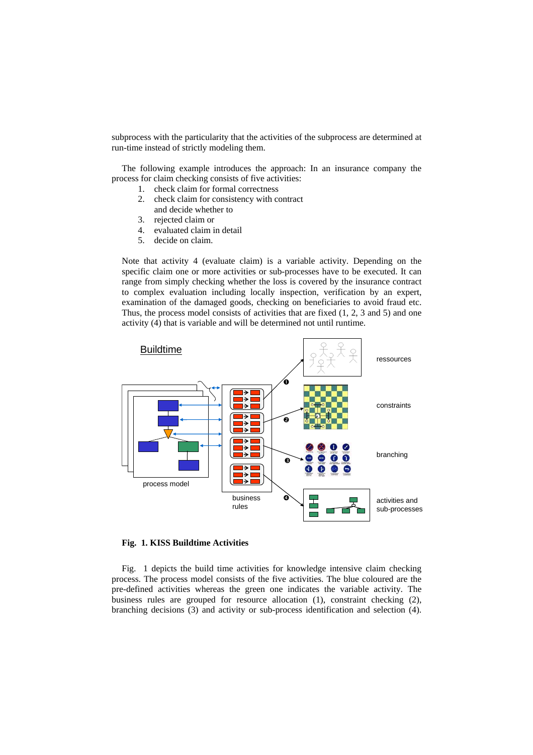subprocess with the particularity that the activities of the subprocess are determined at run-time instead of strictly modeling them.

The following example introduces the approach: In an insurance company the process for claim checking consists of five activities:

1. check claim for formal correctness
2. check claim for consistency with contract and decide whether to
3. rejected claim or
4. evaluated claim in detail
5. decide on claim.

Note that activity 4 (evaluate claim) is a variable activity. Depending on the specific claim one or more activities or sub-processes have to be executed. It can range from simply checking whether the loss is covered by the insurance contract to complex evaluation including locally inspection, verification by an expert, examination of the damaged goods, checking on beneficiaries to avoid fraud etc. Thus, the process model consists of activities that are fixed (1, 2, 3 and 5) and one activity (4) that is variable and will be determined not until runtime.

**Fig. 1. KISS Buildtime Activities**

Fig. 1 depicts the build time activities for knowledge intensive claim checking process. The process model consists of the five activities. The blue coloured are the pre-defined activities whereas the green one indicates the variable activity. The business rules are grouped for resource allocation (1), constraint checking (2), branching decisions (3) and activity or sub-process identification and selection (4).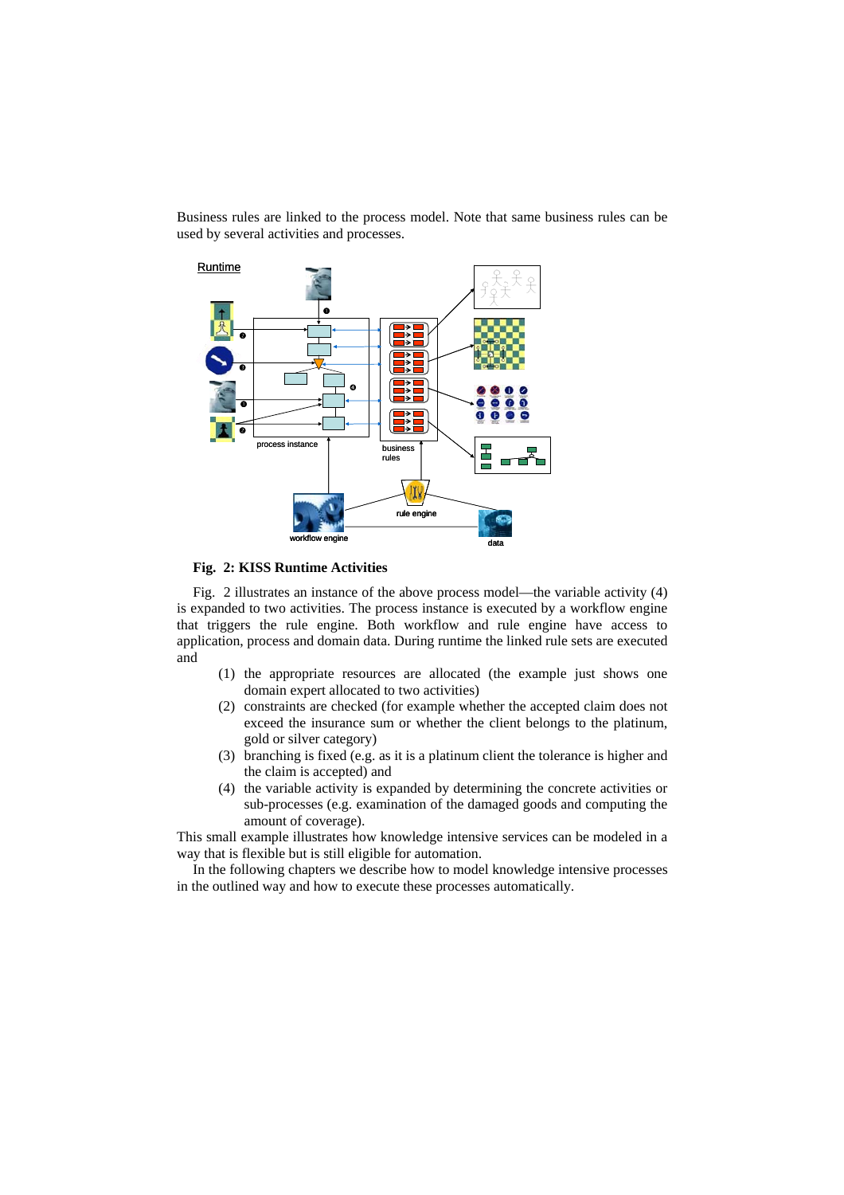Business rules are linked to the process model. Note that same business rules can be used by several activities and processes.

**Fig. 2: KISS Runtime Activities**

Fig. 2 illustrates an instance of the above process model—the variable activity (4) is expanded to two activities. The process instance is executed by a workflow engine that triggers the rule engine. Both workflow and rule engine have access to application, process and domain data. During runtime the linked rule sets are executed and

(1) the appropriate resources are allocated (the example just shows one domain expert allocated to two activities)
(2) constraints are checked (for example whether the accepted claim does not exceed the insurance sum or whether the client belongs to the platinum, gold or silver category)
(3) branching is fixed (e.g. as it is a platinum client the tolerance is higher and the claim is accepted) and
(4) the variable activity is expanded by determining the concrete activities or sub-processes (e.g. examination of the damaged goods and computing the amount of coverage).

This small example illustrates how knowledge intensive services can be modeled in a way that is flexible but is still eligible for automation.

In the following chapters we describe how to model knowledge intensive processes in the outlined way and how to execute these processes automatically.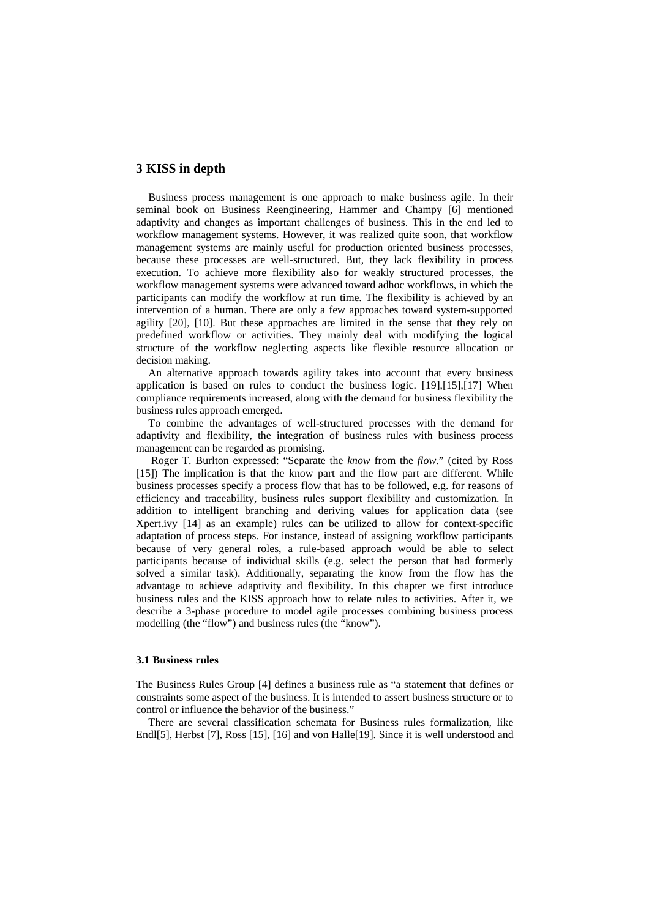## 3 KISS in depth

Business process management is one approach to make business agile. In their seminal book on Business Reengineering, Hammer and Champy [6] mentioned adaptivity and changes as important challenges of business. This in the end led to workflow management systems. However, it was realized quite soon, that workflow management systems are mainly useful for production oriented business processes, because these processes are well-structured. But, they lack flexibility in process execution. To achieve more flexibility also for weakly structured processes, the workflow management systems were advanced toward adhoc workflows, in which the participants can modify the workflow at run time. The flexibility is achieved by an intervention of a human. There are only a few approaches toward system-supported agility [20], [10]. But these approaches are limited in the sense that they rely on predefined workflow or activities. They mainly deal with modifying the logical structure of the workflow neglecting aspects like flexible resource allocation or decision making.

An alternative approach towards agility takes into account that every business application is based on rules to conduct the business logic. [19],[15],[17] When compliance requirements increased, along with the demand for business flexibility the business rules approach emerged.

To combine the advantages of well-structured processes with the demand for adaptivity and flexibility, the integration of business rules with business process management can be regarded as promising.

Roger T. Burlton expressed: "Separate the *know* from the *flow*." (cited by Ross [15]) The implication is that the know part and the flow part are different. While business processes specify a process flow that has to be followed, e.g. for reasons of efficiency and traceability, business rules support flexibility and customization. In addition to intelligent branching and deriving values for application data (see Xpert.ivy [14] as an example) rules can be utilized to allow for context-specific adaptation of process steps. For instance, instead of assigning workflow participants because of very general roles, a rule-based approach would be able to select participants because of individual skills (e.g. select the person that had formerly solved a similar task). Additionally, separating the know from the flow has the advantage to achieve adaptivity and flexibility. In this chapter we first introduce business rules and the KISS approach how to relate rules to activities. After it, we describe a 3-phase procedure to model agile processes combining business process modelling (the "flow") and business rules (the "know").

### 3.1 Business rules

The Business Rules Group [4] defines a business rule as "a statement that defines or constraints some aspect of the business. It is intended to assert business structure or to control or influence the behavior of the business."

There are several classification schemata for Business rules formalization, like Endl[5], Herbst [7], Ross [15], [16] and von Halle[19]. Since it is well understood and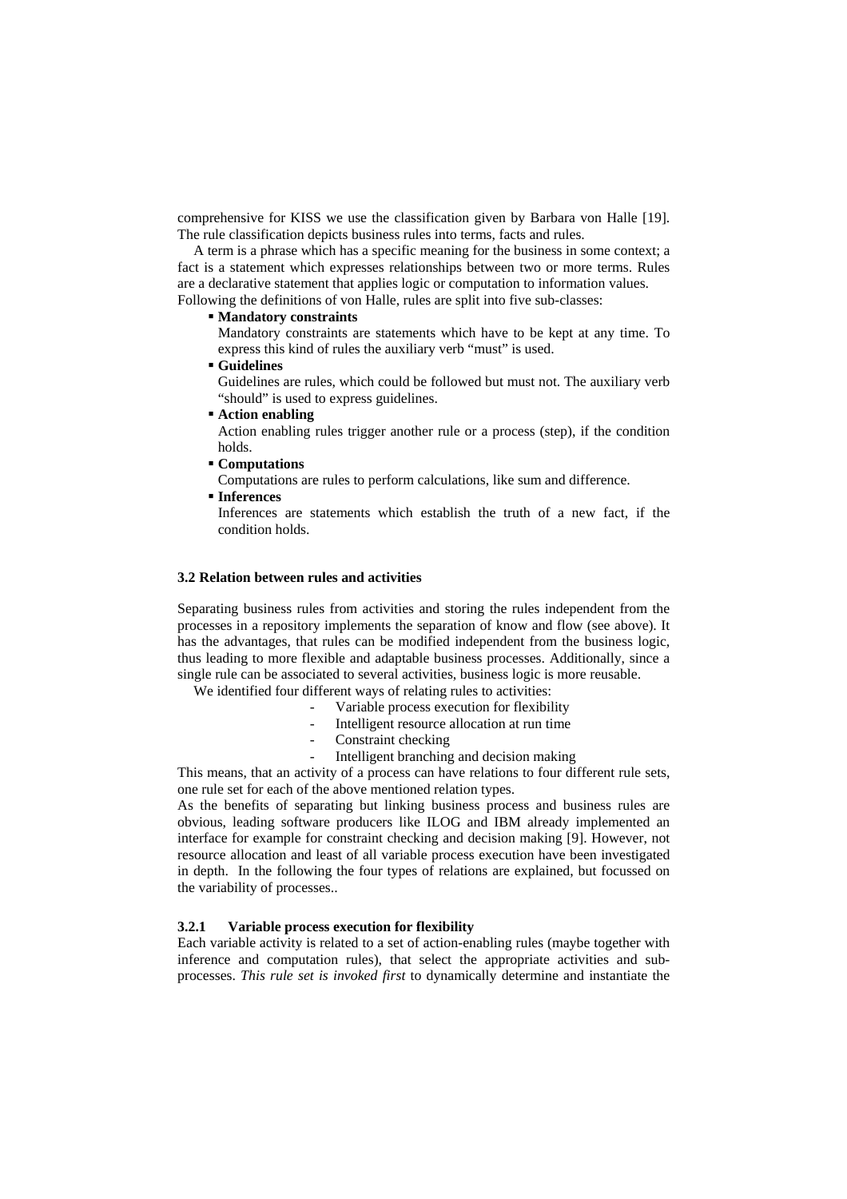comprehensive for KISS we use the classification given by Barbara von Halle [19]. The rule classification depicts business rules into terms, facts and rules.

A term is a phrase which has a specific meaning for the business in some context; a fact is a statement which expresses relationships between two or more terms. Rules are a declarative statement that applies logic or computation to information values. Following the definitions of von Halle, rules are split into five sub-classes:

- **Mandatory constraints**
  Mandatory constraints are statements which have to be kept at any time. To express this kind of rules the auxiliary verb "must" is used.
- **Guidelines**
  Guidelines are rules, which could be followed but must not. The auxiliary verb "should" is used to express guidelines.
- **Action enabling**
  Action enabling rules trigger another rule or a process (step), if the condition holds.
- **Computations**
  Computations are rules to perform calculations, like sum and difference.
- **Inferences**
  Inferences are statements which establish the truth of a new fact, if the condition holds.

### 3.2 Relation between rules and activities

Separating business rules from activities and storing the rules independent from the processes in a repository implements the separation of know and flow (see above). It has the advantages, that rules can be modified independent from the business logic, thus leading to more flexible and adaptable business processes. Additionally, since a single rule can be associated to several activities, business logic is more reusable.

We identified four different ways of relating rules to activities:

- Variable process execution for flexibility
- Intelligent resource allocation at run time
- Constraint checking
- Intelligent branching and decision making

This means, that an activity of a process can have relations to four different rule sets, one rule set for each of the above mentioned relation types.

As the benefits of separating but linking business process and business rules are obvious, leading software producers like ILOG and IBM already implemented an interface for example for constraint checking and decision making [9]. However, not resource allocation and least of all variable process execution have been investigated in depth. In the following the four types of relations are explained, but focussed on the variability of processes..

#### 3.2.1 Variable process execution for flexibility

Each variable activity is related to a set of action-enabling rules (maybe together with inference and computation rules), that select the appropriate activities and sub-processes. *This rule set is invoked first* to dynamically determine and instantiate the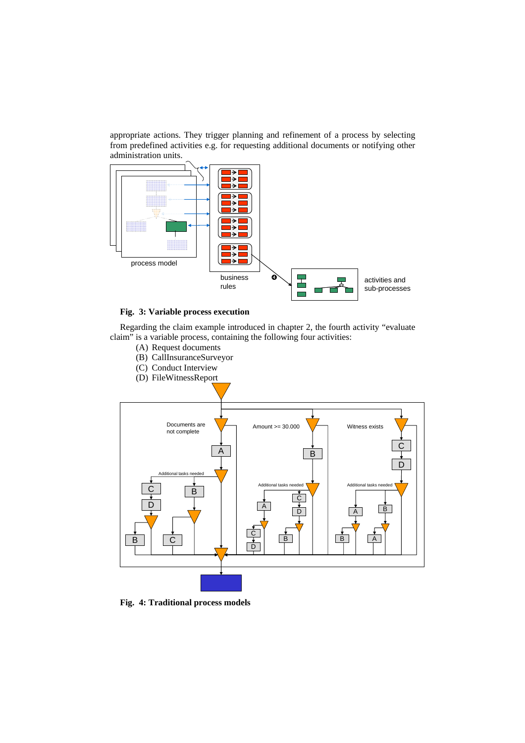appropriate actions. They trigger planning and refinement of a process by selecting from predefined activities e.g. for requesting additional documents or notifying other administration units.

**Fig. 3: Variable process execution**

Regarding the claim example introduced in chapter 2, the fourth activity "evaluate claim" is a variable process, containing the following four activities:

(A) Request documents
(B) CallInsuranceSurveyor
(C) Conduct Interview
(D) FileWitnessReport

**Fig. 4: Traditional process models**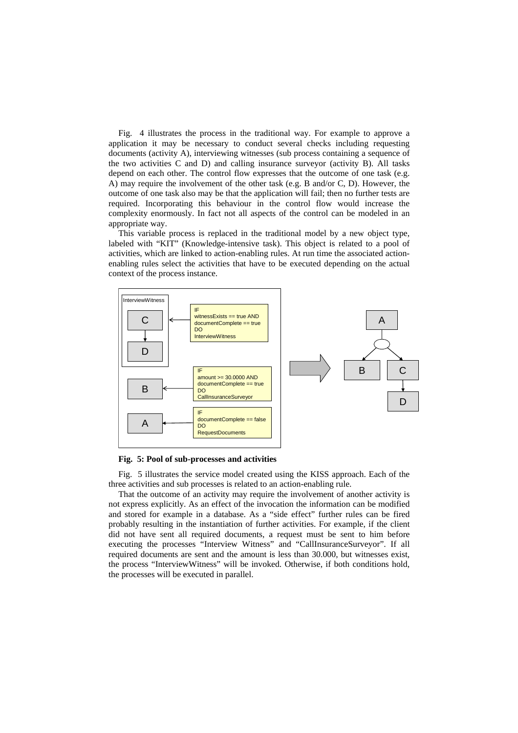Fig. 4 illustrates the process in the traditional way. For example to approve a application it may be necessary to conduct several checks including requesting documents (activity A), interviewing witnesses (sub process containing a sequence of the two activities C and D) and calling insurance surveyor (activity B). All tasks depend on each other. The control flow expresses that the outcome of one task (e.g. A) may require the involvement of the other task (e.g. B and/or C, D). However, the outcome of one task also may be that the application will fail; then no further tests are required. Incorporating this behaviour in the control flow would increase the complexity enormously. In fact not all aspects of the control can be modeled in an appropriate way.

This variable process is replaced in the traditional model by a new object type, labeled with "KIT" (Knowledge-intensive task). This object is related to a pool of activities, which are linked to action-enabling rules. At run time the associated action-enabling rules select the activities that have to be executed depending on the actual context of the process instance.

**Fig. 5: Pool of sub-processes and activities**

Fig. 5 illustrates the service model created using the KISS approach. Each of the three activities and sub processes is related to an action-enabling rule.

That the outcome of an activity may require the involvement of another activity is not express explicitly. As an effect of the invocation the information can be modified and stored for example in a database. As a "side effect" further rules can be fired probably resulting in the instantiation of further activities. For example, if the client did not have sent all required documents, a request must be sent to him before executing the processes "Interview Witness" and "CallInsuranceSurveyor". If all required documents are sent and the amount is less than 30.000, but witnesses exist, the process "InterviewWitness" will be invoked. Otherwise, if both conditions hold, the processes will be executed in parallel.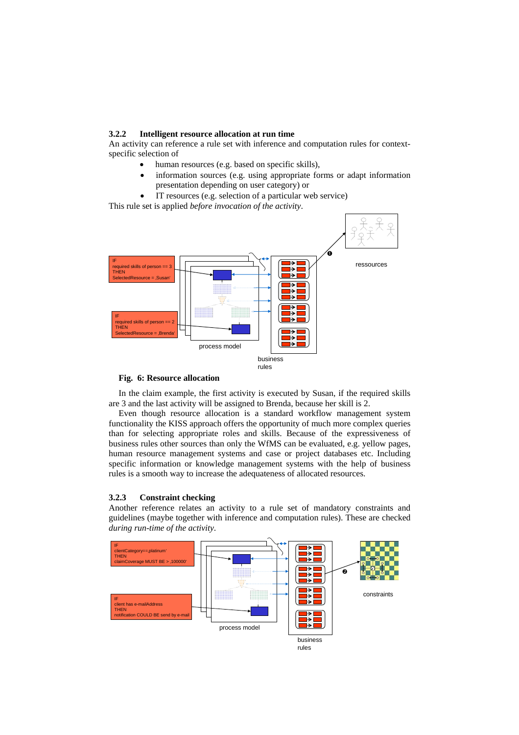### 3.2.2 Intelligent resource allocation at run time

An activity can reference a rule set with inference and computation rules for context-specific selection of

- human resources (e.g. based on specific skills),
- information sources (e.g. using appropriate forms or adapt information presentation depending on user category) or
- IT resources (e.g. selection of a particular web service)

This rule set is applied *before invocation of the activity*.

**Fig. 6: Resource allocation**

In the claim example, the first activity is executed by Susan, if the required skills are 3 and the last activity will be assigned to Brenda, because her skill is 2.

Even though resource allocation is a standard workflow management system functionality the KISS approach offers the opportunity of much more complex queries than for selecting appropriate roles and skills. Because of the expressiveness of business rules other sources than only the WfMS can be evaluated, e.g. yellow pages, human resource management systems and case or project databases etc. Including specific information or knowledge management systems with the help of business rules is a smooth way to increase the adequateness of allocated resources.

### 3.2.3 Constraint checking

Another reference relates an activity to a rule set of mandatory constraints and guidelines (maybe together with inference and computation rules). These are checked *during run-time of the activity*.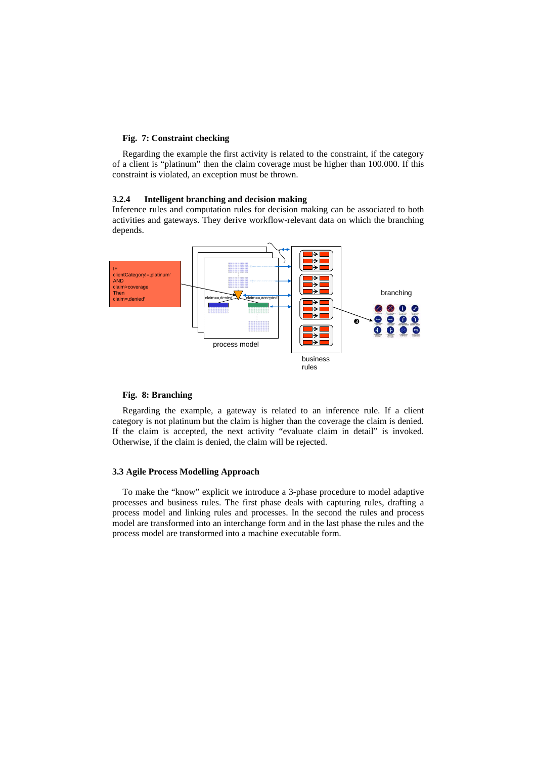**Fig. 7: Constraint checking**

Regarding the example the first activity is related to the constraint, if the category of a client is "platinum" then the claim coverage must be higher than 100.000. If this constraint is violated, an exception must be thrown.

### 3.2.4 Intelligent branching and decision making

Inference rules and computation rules for decision making can be associated to both activities and gateways. They derive workflow-relevant data on which the branching depends.

IF clientCategory!=‚platinum' AND claim>coverage Then claim=‚denied'

process model

business rules

branching

**Fig. 8: Branching**

Regarding the example, a gateway is related to an inference rule. If a client category is not platinum but the claim is higher than the coverage the claim is denied. If the claim is accepted, the next activity "evaluate claim in detail" is invoked. Otherwise, if the claim is denied, the claim will be rejected.

### 3.3 Agile Process Modelling Approach

To make the "know" explicit we introduce a 3-phase procedure to model adaptive processes and business rules. The first phase deals with capturing rules, drafting a process model and linking rules and processes. In the second the rules and process model are transformed into an interchange form and in the last phase the rules and the process model are transformed into a machine executable form.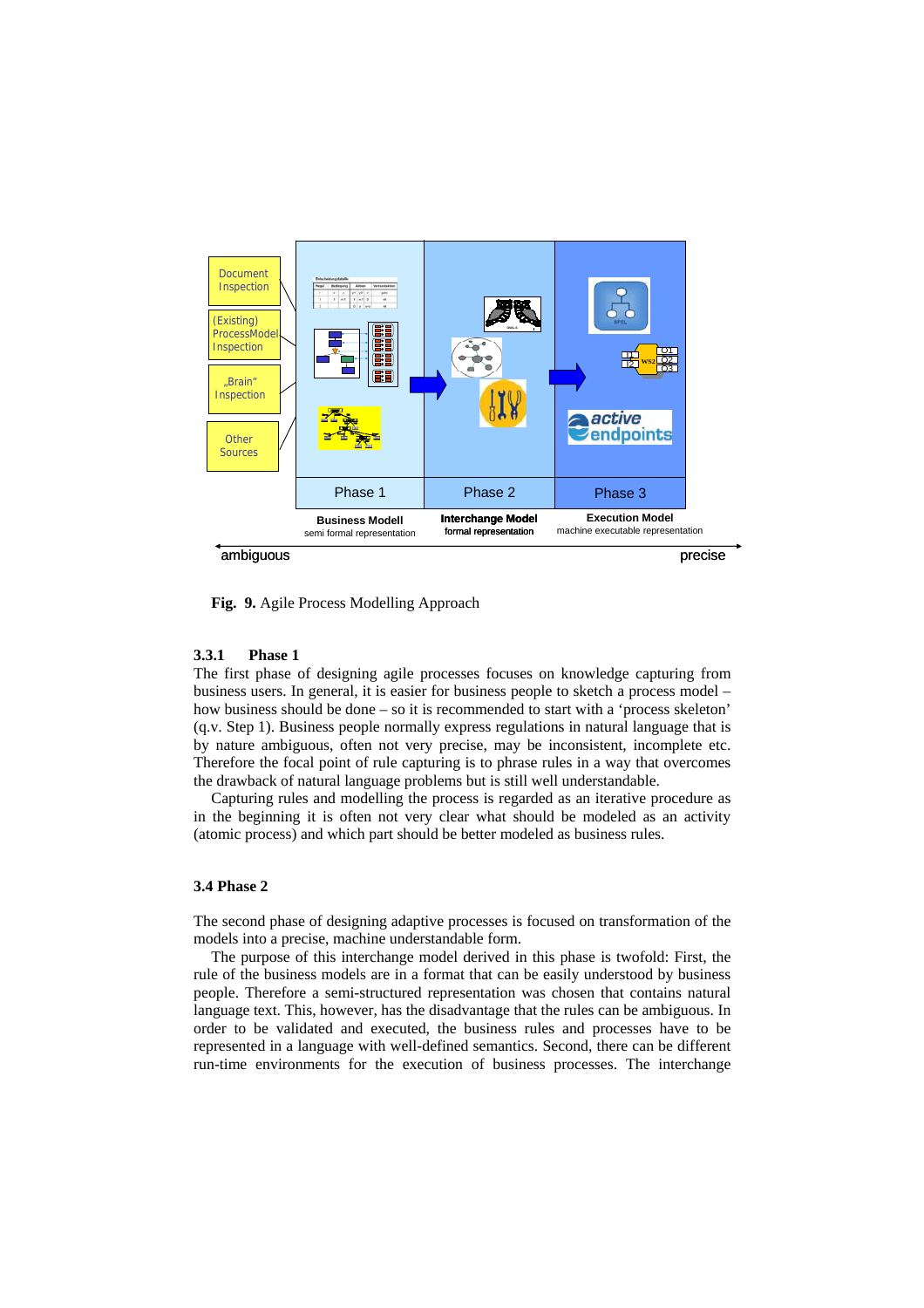**Fig. 9.** Agile Process Modelling Approach

### 3.3.1 Phase 1

The first phase of designing agile processes focuses on knowledge capturing from business users. In general, it is easier for business people to sketch a process model – how business should be done – so it is recommended to start with a 'process skeleton' (q.v. Step 1). Business people normally express regulations in natural language that is by nature ambiguous, often not very precise, may be inconsistent, incomplete etc. Therefore the focal point of rule capturing is to phrase rules in a way that overcomes the drawback of natural language problems but is still well understandable.

Capturing rules and modelling the process is regarded as an iterative procedure as in the beginning it is often not very clear what should be modeled as an activity (atomic process) and which part should be better modeled as business rules.

### 3.4 Phase 2

The second phase of designing adaptive processes is focused on transformation of the models into a precise, machine understandable form.

The purpose of this interchange model derived in this phase is twofold: First, the rule of the business models are in a format that can be easily understood by business people. Therefore a semi-structured representation was chosen that contains natural language text. This, however, has the disadvantage that the rules can be ambiguous. In order to be validated and executed, the business rules and processes have to be represented in a language with well-defined semantics. Second, there can be different run-time environments for the execution of business processes. The interchange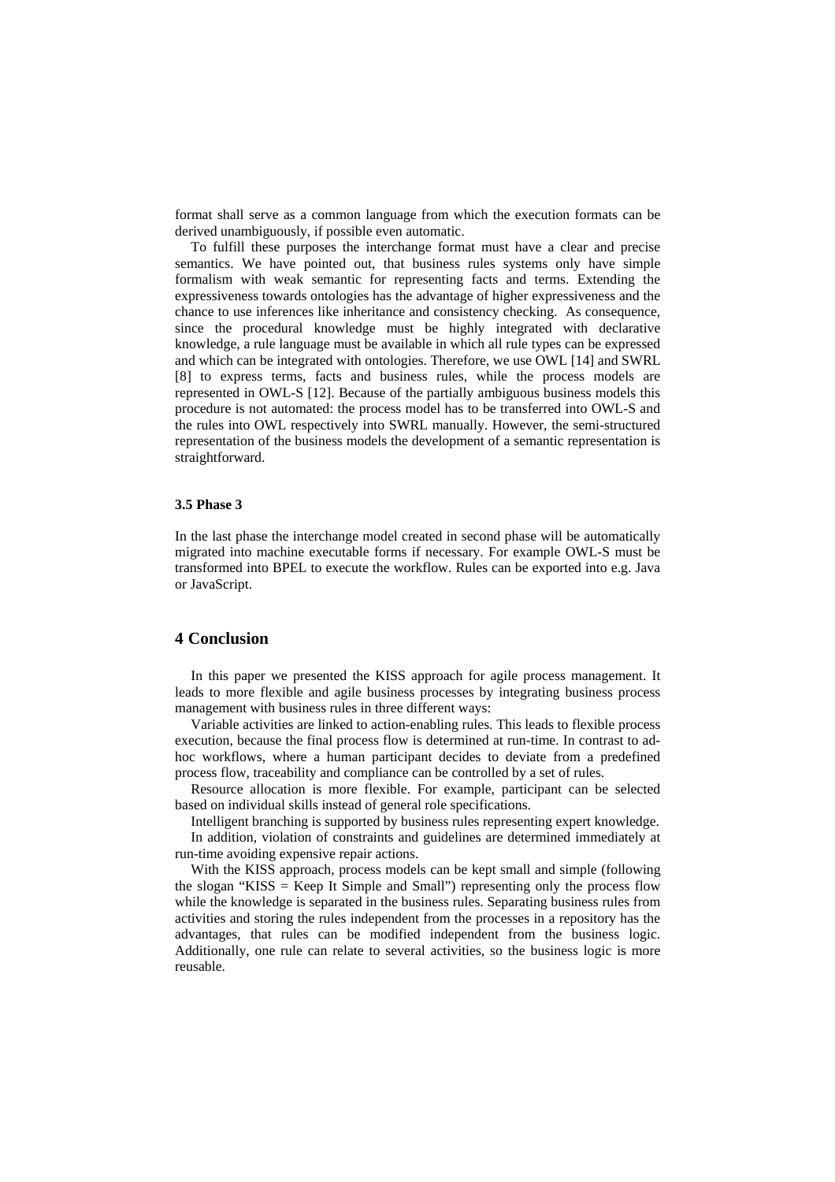format shall serve as a common language from which the execution formats can be derived unambiguously, if possible even automatic.

To fulfill these purposes the interchange format must have a clear and precise semantics. We have pointed out, that business rules systems only have simple formalism with weak semantic for representing facts and terms. Extending the expressiveness towards ontologies has the advantage of higher expressiveness and the chance to use inferences like inheritance and consistency checking. As consequence, since the procedural knowledge must be highly integrated with declarative knowledge, a rule language must be available in which all rule types can be expressed and which can be integrated with ontologies. Therefore, we use OWL [14] and SWRL [8] to express terms, facts and business rules, while the process models are represented in OWL-S [12]. Because of the partially ambiguous business models this procedure is not automated: the process model has to be transferred into OWL-S and the rules into OWL respectively into SWRL manually. However, the semi-structured representation of the business models the development of a semantic representation is straightforward.

### 3.5 Phase 3

In the last phase the interchange model created in second phase will be automatically migrated into machine executable forms if necessary. For example OWL-S must be transformed into BPEL to execute the workflow. Rules can be exported into e.g. Java or JavaScript.

## 4 Conclusion

In this paper we presented the KISS approach for agile process management. It leads to more flexible and agile business processes by integrating business process management with business rules in three different ways:

Variable activities are linked to action-enabling rules. This leads to flexible process execution, because the final process flow is determined at run-time. In contrast to ad-hoc workflows, where a human participant decides to deviate from a predefined process flow, traceability and compliance can be controlled by a set of rules.

Resource allocation is more flexible. For example, participant can be selected based on individual skills instead of general role specifications.

Intelligent branching is supported by business rules representing expert knowledge.

In addition, violation of constraints and guidelines are determined immediately at run-time avoiding expensive repair actions.

With the KISS approach, process models can be kept small and simple (following the slogan "KISS = Keep It Simple and Small") representing only the process flow while the knowledge is separated in the business rules. Separating business rules from activities and storing the rules independent from the processes in a repository has the advantages, that rules can be modified independent from the business logic. Additionally, one rule can relate to several activities, so the business logic is more reusable.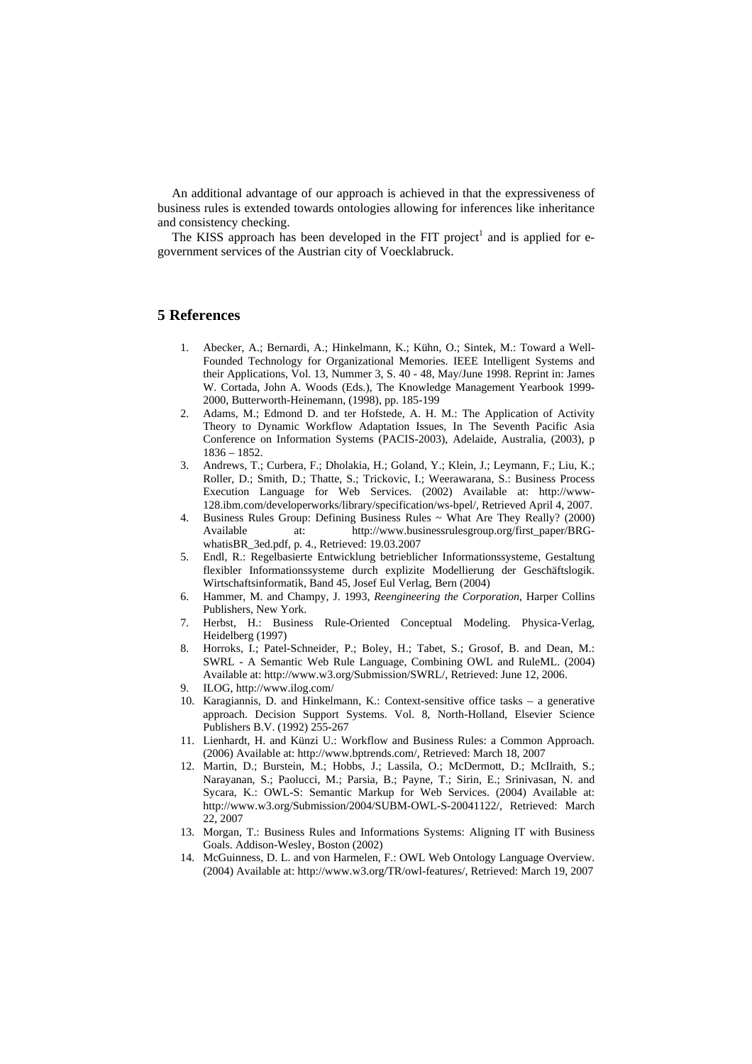An additional advantage of our approach is achieved in that the expressiveness of business rules is extended towards ontologies allowing for inferences like inheritance and consistency checking.

The KISS approach has been developed in the FIT project[1] and is applied for e-government services of the Austrian city of Voecklabruck.

## 5 References

1. Abecker, A.; Bernardi, A.; Hinkelmann, K.; Kühn, O.; Sintek, M.: Toward a Well-Founded Technology for Organizational Memories. IEEE Intelligent Systems and their Applications, Vol. 13, Nummer 3, S. 40 - 48, May/June 1998. Reprint in: James W. Cortada, John A. Woods (Eds.), The Knowledge Management Yearbook 1999-2000, Butterworth-Heinemann, (1998), pp. 185-199
2. Adams, M.; Edmond D. and ter Hofstede, A. H. M.: The Application of Activity Theory to Dynamic Workflow Adaptation Issues, In The Seventh Pacific Asia Conference on Information Systems (PACIS-2003), Adelaide, Australia, (2003), p 1836 – 1852.
3. Andrews, T.; Curbera, F.; Dholakia, H.; Goland, Y.; Klein, J.; Leymann, F.; Liu, K.; Roller, D.; Smith, D.; Thatte, S.; Trickovic, I.; Weerawarana, S.: Business Process Execution Language for Web Services. (2002) Available at: http://www-128.ibm.com/developerworks/library/specification/ws-bpel/, Retrieved April 4, 2007.
4. Business Rules Group: Defining Business Rules ~ What Are They Really? (2000) Available at: http://www.businessrulesgroup.org/first_paper/BRG-whatisBR_3ed.pdf, p. 4., Retrieved: 19.03.2007
5. Endl, R.: Regelbasierte Entwicklung betrieblicher Informationssysteme, Gestaltung flexibler Informationssysteme durch explizite Modellierung der Geschäftslogik. Wirtschaftsinformatik, Band 45, Josef Eul Verlag, Bern (2004)
6. Hammer, M. and Champy, J. 1993, *Reengineering the Corporation*, Harper Collins Publishers, New York.
7. Herbst, H.: Business Rule-Oriented Conceptual Modeling. Physica-Verlag, Heidelberg (1997)
8. Horroks, I.; Patel-Schneider, P.; Boley, H.; Tabet, S.; Grosof, B. and Dean, M.: SWRL - A Semantic Web Rule Language, Combining OWL and RuleML. (2004) Available at: http://www.w3.org/Submission/SWRL/, Retrieved: June 12, 2006.
9. ILOG, http://www.ilog.com/
10. Karagiannis, D. and Hinkelmann, K.: Context-sensitive office tasks – a generative approach. Decision Support Systems. Vol. 8, North-Holland, Elsevier Science Publishers B.V. (1992) 255-267
11. Lienhardt, H. and Künzi U.: Workflow and Business Rules: a Common Approach. (2006) Available at: http://www.bptrends.com/, Retrieved: March 18, 2007
12. Martin, D.; Burstein, M.; Hobbs, J.; Lassila, O.; McDermott, D.; McIlraith, S.; Narayanan, S.; Paolucci, M.; Parsia, B.; Payne, T.; Sirin, E.; Srinivasan, N. and Sycara, K.: OWL-S: Semantic Markup for Web Services. (2004) Available at: http://www.w3.org/Submission/2004/SUBM-OWL-S-20041122/, Retrieved: March 22, 2007
13. Morgan, T.: Business Rules and Informations Systems: Aligning IT with Business Goals. Addison-Wesley, Boston (2002)
14. McGuinness, D. L. and von Harmelen, F.: OWL Web Ontology Language Overview. (2004) Available at: http://www.w3.org/TR/owl-features/, Retrieved: March 19, 2007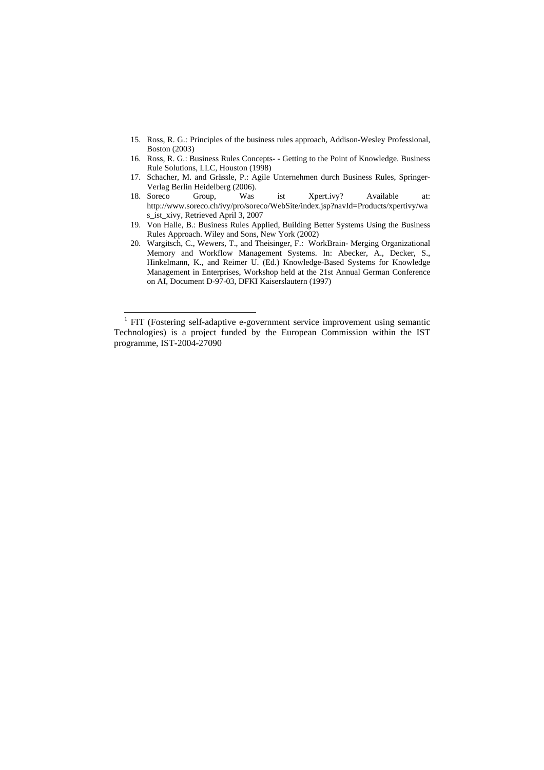15. Ross, R. G.: Principles of the business rules approach, Addison-Wesley Professional, Boston (2003)
16. Ross, R. G.: Business Rules Concepts- - Getting to the Point of Knowledge. Business Rule Solutions, LLC, Houston (1998)
17. Schacher, M. and Grässle, P.: Agile Unternehmen durch Business Rules, Springer-Verlag Berlin Heidelberg (2006).
18. Soreco Group, Was ist Xpert.ivy? Available at: http://www.soreco.ch/ivy/pro/soreco/WebSite/index.jsp?navId=Products/xpertivy/was_ist_xivy, Retrieved April 3, 2007
19. Von Halle, B.: Business Rules Applied, Building Better Systems Using the Business Rules Approach. Wiley and Sons, New York (2002)
20. Wargitsch, C., Wewers, T., and Theisinger, F.: WorkBrain- Merging Organizational Memory and Workflow Management Systems. In: Abecker, A., Decker, S., Hinkelmann, K., and Reimer U. (Ed.) Knowledge-Based Systems for Knowledge Management in Enterprises, Workshop held at the 21st Annual German Conference on AI, Document D-97-03, DFKI Kaiserslautern (1997)

---

[1] FIT (Fostering self-adaptive e-government service improvement using semantic Technologies) is a project funded by the European Commission within the IST programme, IST-2004-27090